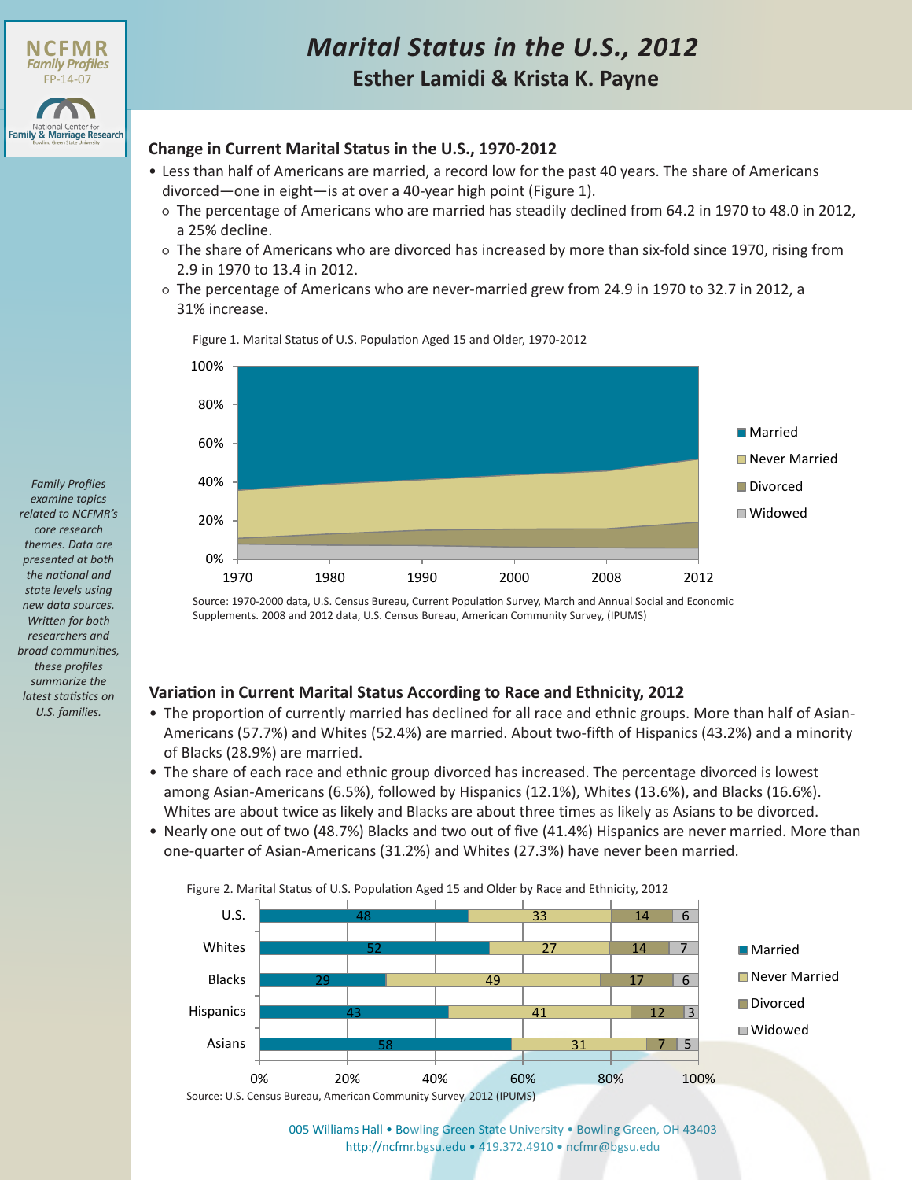# Marital Status in the U.S., 2012

## Esther Lamidi & Krista K. Payne

NCFMR Family Profiles FP-14-07

*Family Profiles examine topics related to NCFMR's core research themes. Data are presented at both the national and state levels using new data sources. Written for both researchers and broad communities, these profiles summarize the latest statistics on U.S. families.*

### Change in Current Marital Status in the U.S., 1970-2012

- Less than half of Americans are married, a record low for the past 40 years. The share of Americans divorced—one in eight—is at over a 40-year high point (Figure 1).
  - The percentage of Americans who are married has steadily declined from 64.2 in 1970 to 48.0 in 2012, a 25% decline.
  - The share of Americans who are divorced has increased by more than six-fold since 1970, rising from 2.9 in 1970 to 13.4 in 2012.
  - The percentage of Americans who are never-married grew from 24.9 in 1970 to 32.7 in 2012, a 31% increase.

Figure 1. Marital Status of U.S. Population Aged 15 and Older, 1970-2012

Source: 1970-2000 data, U.S. Census Bureau, Current Population Survey, March and Annual Social and Economic Supplements. 2008 and 2012 data, U.S. Census Bureau, American Community Survey, (IPUMS)

### Variation in Current Marital Status According to Race and Ethnicity, 2012

- The proportion of currently married has declined for all race and ethnic groups. More than half of Asian-Americans (57.7%) and Whites (52.4%) are married. About two-fifth of Hispanics (43.2%) and a minority of Blacks (28.9%) are married.
- The share of each race and ethnic group divorced has increased. The percentage divorced is lowest among Asian-Americans (6.5%), followed by Hispanics (12.1%), Whites (13.6%), and Blacks (16.6%). Whites are about twice as likely and Blacks are about three times as likely as Asians to be divorced.
- Nearly one out of two (48.7%) Blacks and two out of five (41.4%) Hispanics are never married. More than one-quarter of Asian-Americans (31.2%) and Whites (27.3%) have never been married.

Figure 2. Marital Status of U.S. Population Aged 15 and Older by Race and Ethnicity, 2012

| | Married | Never Married | Divorced | Widowed |
|---|---|---|---|---|
| U.S. | 48 | 33 | 14 | 6 |
| Whites | 52 | 27 | 14 | 7 |
| Blacks | 29 | 49 | 17 | 6 |
| Hispanics | 43 | 41 | 12 | 3 |
| Asians | 58 | 31 | 7 | 5 |

Source: U.S. Census Bureau, American Community Survey, 2012 (IPUMS)

005 Williams Hall • Bowling Green State University • Bowling Green, OH 43403
http://ncfmr.bgsu.edu • 419.372.4910 • ncfmr@bgsu.edu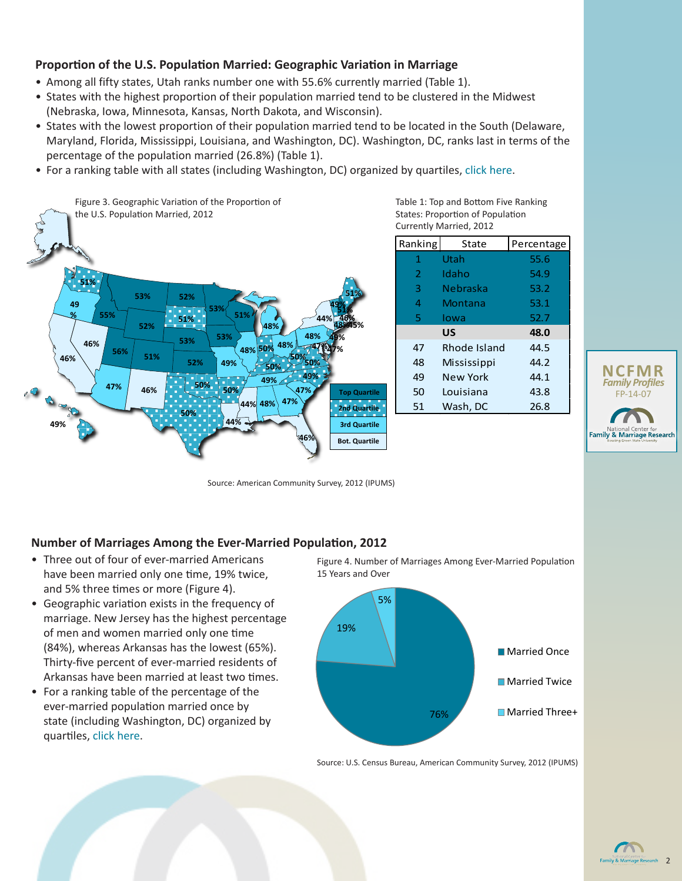## Proportion of the U.S. Population Married: Geographic Variation in Marriage

- Among all fifty states, Utah ranks number one with 55.6% currently married (Table 1).
- States with the highest proportion of their population married tend to be clustered in the Midwest (Nebraska, Iowa, Minnesota, Kansas, North Dakota, and Wisconsin).
- States with the lowest proportion of their population married tend to be located in the South (Delaware, Maryland, Florida, Mississippi, Louisiana, and Washington, DC). Washington, DC, ranks last in terms of the percentage of the population married (26.8%) (Table 1).
- For a ranking table with all states (including Washington, DC) organized by quartiles, click here.

Figure 3. Geographic Variation of the Proportion of the U.S. Population Married, 2012

Source: American Community Survey, 2012 (IPUMS)

Table 1: Top and Bottom Five Ranking States: Proportion of Population Currently Married, 2012

| Ranking | State | Percentage |
|---|---|---|
| 1 | Utah | 55.6 |
| 2 | Idaho | 54.9 |
| 3 | Nebraska | 53.2 |
| 4 | Montana | 53.1 |
| 5 | Iowa | 52.7 |
| | **US** | **48.0** |
| 47 | Rhode Island | 44.5 |
| 48 | Mississippi | 44.2 |
| 49 | New York | 44.1 |
| 50 | Louisiana | 43.8 |
| 51 | Wash, DC | 26.8 |

## Number of Marriages Among the Ever-Married Population, 2012

- Three out of four of ever-married Americans have been married only one time, 19% twice, and 5% three times or more (Figure 4).
- Geographic variation exists in the frequency of marriage. New Jersey has the highest percentage of men and women married only one time (84%), whereas Arkansas has the lowest (65%). Thirty-five percent of ever-married residents of Arkansas have been married at least two times.
- For a ranking table of the percentage of the ever-married population married once by state (including Washington, DC) organized by quartiles, click here.

Figure 4. Number of Marriages Among Ever-Married Population 15 Years and Over

Source: U.S. Census Bureau, American Community Survey, 2012 (IPUMS)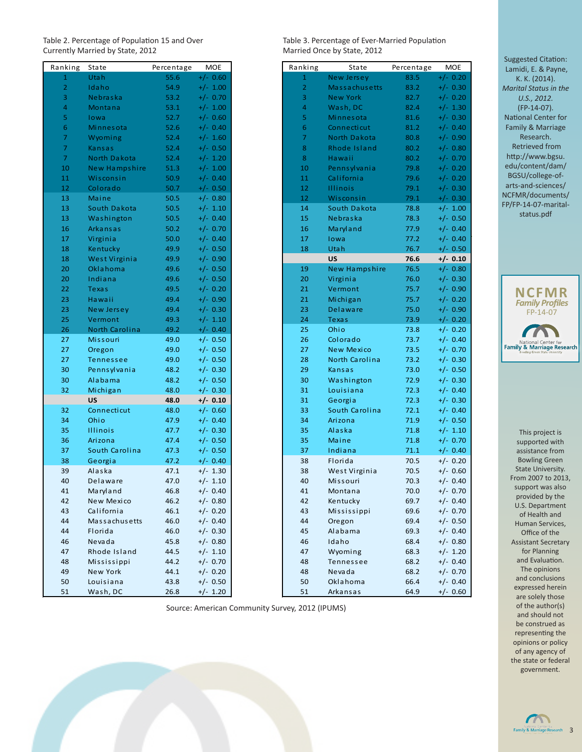Table 2. Percentage of Population 15 and Over Currently Married by State, 2012

| Ranking | State | Percentage | MOE |
|---|---|---|---|
| 1 | Utah | 55.6 | +/- 0.60 |
| 2 | Idaho | 54.9 | +/- 1.00 |
| 3 | Nebraska | 53.2 | +/- 0.70 |
| 4 | Montana | 53.1 | +/- 1.00 |
| 5 | Iowa | 52.7 | +/- 0.60 |
| 6 | Minnesota | 52.6 | +/- 0.40 |
| 7 | Wyoming | 52.4 | +/- 1.60 |
| 7 | Kansas | 52.4 | +/- 0.50 |
| 7 | North Dakota | 52.4 | +/- 1.20 |
| 10 | New Hampshire | 51.3 | +/- 1.00 |
| 11 | Wisconsin | 50.9 | +/- 0.40 |
| 12 | Colorado | 50.7 | +/- 0.50 |
| 13 | Maine | 50.5 | +/- 0.80 |
| 13 | South Dakota | 50.5 | +/- 1.10 |
| 13 | Washington | 50.5 | +/- 0.40 |
| 16 | Arkansas | 50.2 | +/- 0.70 |
| 17 | Virginia | 50.0 | +/- 0.40 |
| 18 | Kentucky | 49.9 | +/- 0.50 |
| 18 | West Virginia | 49.9 | +/- 0.90 |
| 20 | Oklahoma | 49.6 | +/- 0.50 |
| 20 | Indiana | 49.6 | +/- 0.50 |
| 22 | Texas | 49.5 | +/- 0.20 |
| 23 | Hawaii | 49.4 | +/- 0.90 |
| 23 | New Jersey | 49.4 | +/- 0.30 |
| 25 | Vermont | 49.3 | +/- 1.10 |
| 26 | North Carolina | 49.2 | +/- 0.40 |
| 27 | Missouri | 49.0 | +/- 0.50 |
| 27 | Oregon | 49.0 | +/- 0.50 |
| 27 | Tennessee | 49.0 | +/- 0.50 |
| 30 | Pennsylvania | 48.2 | +/- 0.30 |
| 30 | Alabama | 48.2 | +/- 0.50 |
| 32 | Michigan | 48.0 | +/- 0.30 |
| | **US** | **48.0** | **+/- 0.10** |
| 32 | Connecticut | 48.0 | +/- 0.60 |
| 34 | Ohio | 47.9 | +/- 0.40 |
| 35 | Illinois | 47.7 | +/- 0.30 |
| 36 | Arizona | 47.4 | +/- 0.50 |
| 37 | South Carolina | 47.3 | +/- 0.50 |
| 38 | Georgia | 47.2 | +/- 0.40 |
| 39 | Alaska | 47.1 | +/- 1.30 |
| 40 | Delaware | 47.0 | +/- 1.10 |
| 41 | Maryland | 46.8 | +/- 0.40 |
| 42 | New Mexico | 46.2 | +/- 0.80 |
| 43 | California | 46.1 | +/- 0.20 |
| 44 | Massachusetts | 46.0 | +/- 0.40 |
| 44 | Florida | 46.0 | +/- 0.30 |
| 46 | Nevada | 45.8 | +/- 0.80 |
| 47 | Rhode Island | 44.5 | +/- 1.20 |
| 48 | Mississippi | 44.2 | +/- 0.70 |
| 49 | New York | 44.1 | +/- 0.20 |
| 50 | Louisiana | 43.8 | +/- 0.50 |
| 51 | Wash, DC | 26.8 | +/- 1.20 |

Table 3. Percentage of Ever-Married Population Married Once by State, 2012

| Ranking | State | Percentage | MOE |
|---|---|---|---|
| 1 | New Jersey | 83.5 | +/- 0.20 |
| 2 | Massachusetts | 83.2 | +/- 0.30 |
| 3 | New York | 82.7 | +/- 0.20 |
| 4 | Wash, DC | 82.4 | +/- 1.30 |
| 5 | Minnesota | 81.6 | +/- 0.30 |
| 6 | Connecticut | 81.2 | +/- 0.40 |
| 7 | North Dakota | 80.8 | +/- 0.90 |
| 8 | Rhode Island | 80.2 | +/- 0.80 |
| 8 | Hawaii | 80.2 | +/- 0.70 |
| 10 | Pennsylvania | 79.8 | +/- 0.20 |
| 11 | California | 79.6 | +/- 0.20 |
| 12 | Illinois | 79.1 | +/- 0.30 |
| 12 | Wisconsin | 79.1 | +/- 0.30 |
| 14 | South Dakota | 78.8 | +/- 1.00 |
| 15 | Nebraska | 78.3 | +/- 0.50 |
| 16 | Maryland | 77.9 | +/- 0.40 |
| 17 | Iowa | 77.2 | +/- 0.40 |
| 18 | Utah | 76.7 | +/- 0.50 |
| | **US** | **76.6** | **+/- 0.10** |
| 19 | New Hampshire | 76.5 | +/- 0.80 |
| 20 | Virginia | 76.0 | +/- 0.30 |
| 21 | Vermont | 75.7 | +/- 0.90 |
| 21 | Michigan | 75.7 | +/- 0.20 |
| 23 | Delaware | 75.0 | +/- 0.90 |
| 24 | Texas | 73.9 | +/- 0.20 |
| 25 | Ohio | 73.8 | +/- 0.20 |
| 26 | Colorado | 73.7 | +/- 0.40 |
| 27 | New Mexico | 73.5 | +/- 0.70 |
| 28 | North Carolina | 73.2 | +/- 0.30 |
| 29 | Kansas | 73.0 | +/- 0.50 |
| 30 | Washington | 72.9 | +/- 0.30 |
| 31 | Louisiana | 72.3 | +/- 0.40 |
| 31 | Georgia | 72.3 | +/- 0.30 |
| 33 | South Carolina | 72.1 | +/- 0.40 |
| 34 | Arizona | 71.9 | +/- 0.50 |
| 35 | Alaska | 71.8 | +/- 1.10 |
| 35 | Maine | 71.8 | +/- 0.70 |
| 37 | Indiana | 71.1 | +/- 0.40 |
| 38 | Florida | 70.5 | +/- 0.20 |
| 38 | West Virginia | 70.5 | +/- 0.60 |
| 40 | Missouri | 70.3 | +/- 0.40 |
| 41 | Montana | 70.0 | +/- 0.70 |
| 42 | Kentucky | 69.7 | +/- 0.40 |
| 43 | Mississippi | 69.6 | +/- 0.70 |
| 44 | Oregon | 69.4 | +/- 0.50 |
| 45 | Alabama | 69.3 | +/- 0.40 |
| 46 | Idaho | 68.4 | +/- 0.80 |
| 47 | Wyoming | 68.3 | +/- 1.20 |
| 48 | Tennessee | 68.2 | +/- 0.40 |
| 48 | Nevada | 68.2 | +/- 0.70 |
| 50 | Oklahoma | 66.4 | +/- 0.40 |
| 51 | Arkansas | 64.9 | +/- 0.60 |

Source: American Community Survey, 2012 (IPUMS)

Suggested Citation: Lamidi, E. & Payne, K. K. (2014). *Marital Status in the U.S., 2012.* (FP-14-07). National Center for Family & Marriage Research. Retrieved from http://www.bgsu.edu/content/dam/BGSU/college-of-arts-and-sciences/NCFMR/documents/FP/FP-14-07-marital-status.pdf

NCFMR *Family Profiles* FP-14-07

National Center for Family & Marriage Research, Bowling Green State University

This project is supported with assistance from Bowling Green State University. From 2007 to 2013, support was also provided by the U.S. Department of Health and Human Services, Office of the Assistant Secretary for Planning and Evaluation. The opinions and conclusions expressed herein are solely those of the author(s) and should not be construed as representing the opinions or policy of any agency of the state or federal government.